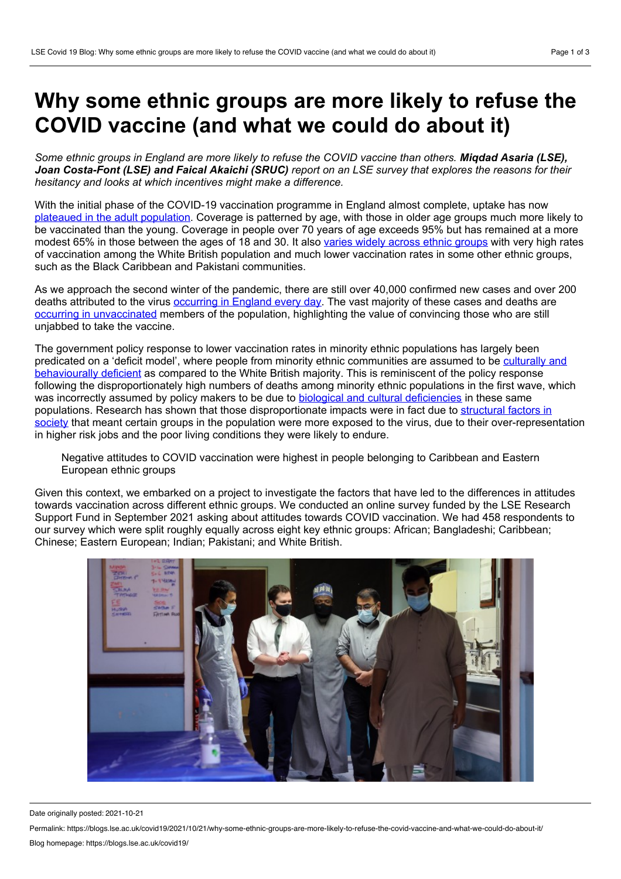# Why some ethnic groups are more likely to refuse the COVID vaccine (and what we could do about it)

*Some ethnic groups in England are more likely to refuse the COVID vaccine than others.* ***Miqdad Asaria (LSE), Joan Costa-Font (LSE) and Faical Akaichi (SRUC)*** *report on an LSE survey that explores the reasons for their hesitancy and looks at which incentives might make a difference.*

With the initial phase of the COVID-19 vaccination programme in England almost complete, uptake has now plateaued in the adult population. Coverage is patterned by age, with those in older age groups much more likely to be vaccinated than the young. Coverage in people over 70 years of age exceeds 95% but has remained at a more modest 65% in those between the ages of 18 and 30. It also varies widely across ethnic groups with very high rates of vaccination among the White British population and much lower vaccination rates in some other ethnic groups, such as the Black Caribbean and Pakistani communities.

As we approach the second winter of the pandemic, there are still over 40,000 confirmed new cases and over 200 deaths attributed to the virus occurring in England every day. The vast majority of these cases and deaths are occurring in unvaccinated members of the population, highlighting the value of convincing those who are still unjabbed to take the vaccine.

The government policy response to lower vaccination rates in minority ethnic populations has largely been predicated on a 'deficit model', where people from minority ethnic communities are assumed to be culturally and behaviourally deficient as compared to the White British majority. This is reminiscent of the policy response following the disproportionately high numbers of deaths among minority ethnic populations in the first wave, which was incorrectly assumed by policy makers to be due to biological and cultural deficiencies in these same populations. Research has shown that those disproportionate impacts were in fact due to structural factors in society that meant certain groups in the population were more exposed to the virus, due to their over-representation in higher risk jobs and the poor living conditions they were likely to endure.

> Negative attitudes to COVID vaccination were highest in people belonging to Caribbean and Eastern European ethnic groups

Given this context, we embarked on a project to investigate the factors that have led to the differences in attitudes towards vaccination across different ethnic groups. We conducted an online survey funded by the LSE Research Support Fund in September 2021 asking about attitudes towards COVID vaccination. We had 458 respondents to our survey which were split roughly equally across eight key ethnic groups: African; Bangladeshi; Caribbean; Chinese; Eastern European; Indian; Pakistani; and White British.

Date originally posted: 2021-10-21

Permalink: https://blogs.lse.ac.uk/covid19/2021/10/21/why-some-ethnic-groups-are-more-likely-to-refuse-the-covid-vaccine-and-what-we-could-do-about-it/

Blog homepage: https://blogs.lse.ac.uk/covid19/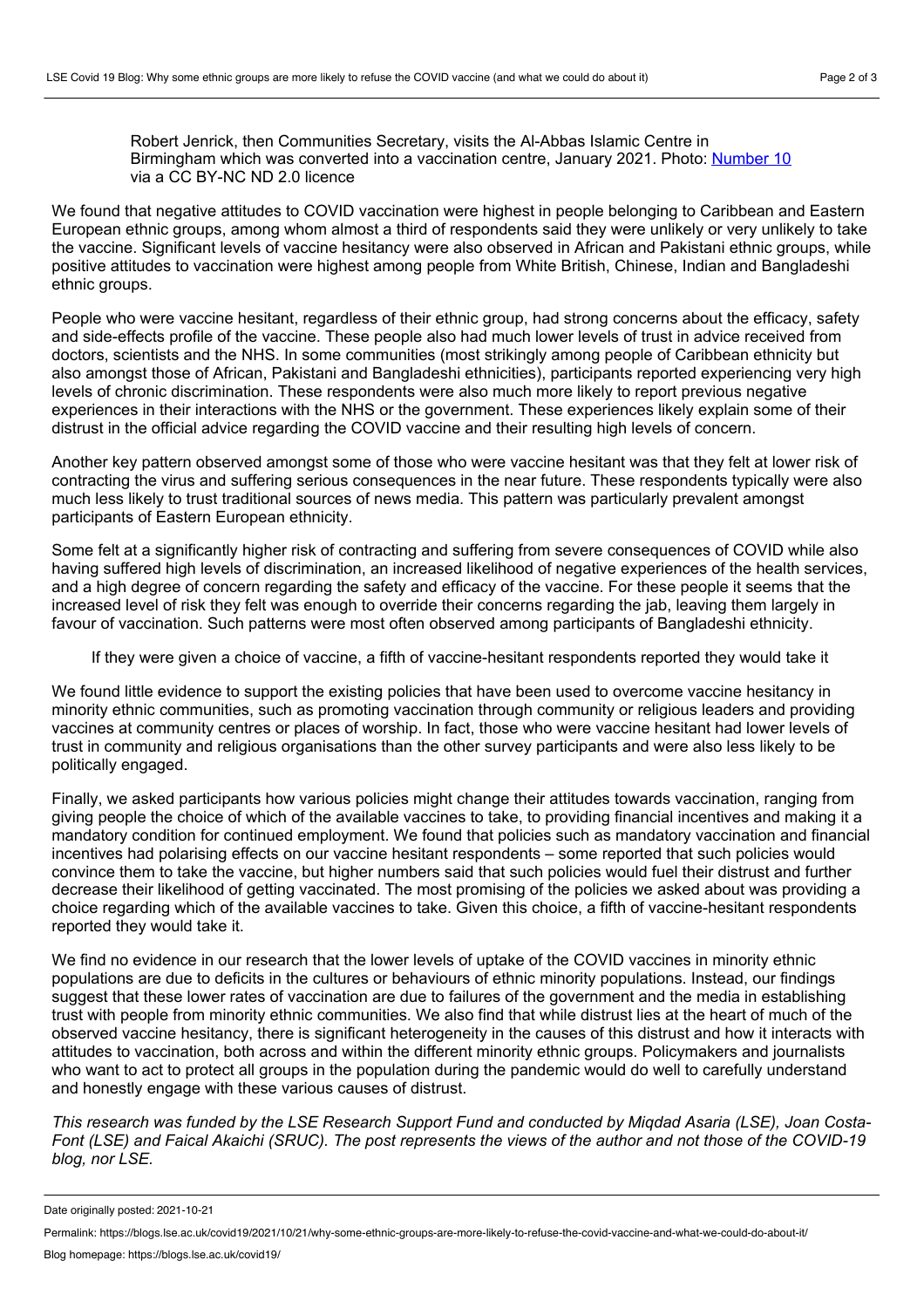Robert Jenrick, then Communities Secretary, visits the Al-Abbas Islamic Centre in Birmingham which was converted into a vaccination centre, January 2021. Photo: [Number 10](#) via a CC BY-NC ND 2.0 licence

We found that negative attitudes to COVID vaccination were highest in people belonging to Caribbean and Eastern European ethnic groups, among whom almost a third of respondents said they were unlikely or very unlikely to take the vaccine. Significant levels of vaccine hesitancy were also observed in African and Pakistani ethnic groups, while positive attitudes to vaccination were highest among people from White British, Chinese, Indian and Bangladeshi ethnic groups.

People who were vaccine hesitant, regardless of their ethnic group, had strong concerns about the efficacy, safety and side-effects profile of the vaccine. These people also had much lower levels of trust in advice received from doctors, scientists and the NHS. In some communities (most strikingly among people of Caribbean ethnicity but also amongst those of African, Pakistani and Bangladeshi ethnicities), participants reported experiencing very high levels of chronic discrimination. These respondents were also much more likely to report previous negative experiences in their interactions with the NHS or the government. These experiences likely explain some of their distrust in the official advice regarding the COVID vaccine and their resulting high levels of concern.

Another key pattern observed amongst some of those who were vaccine hesitant was that they felt at lower risk of contracting the virus and suffering serious consequences in the near future. These respondents typically were also much less likely to trust traditional sources of news media. This pattern was particularly prevalent amongst participants of Eastern European ethnicity.

Some felt at a significantly higher risk of contracting and suffering from severe consequences of COVID while also having suffered high levels of discrimination, an increased likelihood of negative experiences of the health services, and a high degree of concern regarding the safety and efficacy of the vaccine. For these people it seems that the increased level of risk they felt was enough to override their concerns regarding the jab, leaving them largely in favour of vaccination. Such patterns were most often observed among participants of Bangladeshi ethnicity.

> If they were given a choice of vaccine, a fifth of vaccine-hesitant respondents reported they would take it

We found little evidence to support the existing policies that have been used to overcome vaccine hesitancy in minority ethnic communities, such as promoting vaccination through community or religious leaders and providing vaccines at community centres or places of worship. In fact, those who were vaccine hesitant had lower levels of trust in community and religious organisations than the other survey participants and were also less likely to be politically engaged.

Finally, we asked participants how various policies might change their attitudes towards vaccination, ranging from giving people the choice of which of the available vaccines to take, to providing financial incentives and making it a mandatory condition for continued employment. We found that policies such as mandatory vaccination and financial incentives had polarising effects on our vaccine hesitant respondents – some reported that such policies would convince them to take the vaccine, but higher numbers said that such policies would fuel their distrust and further decrease their likelihood of getting vaccinated. The most promising of the policies we asked about was providing a choice regarding which of the available vaccines to take. Given this choice, a fifth of vaccine-hesitant respondents reported they would take it.

We find no evidence in our research that the lower levels of uptake of the COVID vaccines in minority ethnic populations are due to deficits in the cultures or behaviours of ethnic minority populations. Instead, our findings suggest that these lower rates of vaccination are due to failures of the government and the media in establishing trust with people from minority ethnic communities. We also find that while distrust lies at the heart of much of the observed vaccine hesitancy, there is significant heterogeneity in the causes of this distrust and how it interacts with attitudes to vaccination, both across and within the different minority ethnic groups. Policymakers and journalists who want to act to protect all groups in the population during the pandemic would do well to carefully understand and honestly engage with these various causes of distrust.

*This research was funded by the LSE Research Support Fund and conducted by Miqdad Asaria (LSE), Joan Costa-Font (LSE) and Faical Akaichi (SRUC). The post represents the views of the author and not those of the COVID-19 blog, nor LSE.*

Date originally posted: 2021-10-21

Permalink: https://blogs.lse.ac.uk/covid19/2021/10/21/why-some-ethnic-groups-are-more-likely-to-refuse-the-covid-vaccine-and-what-we-could-do-about-it/

Blog homepage: https://blogs.lse.ac.uk/covid19/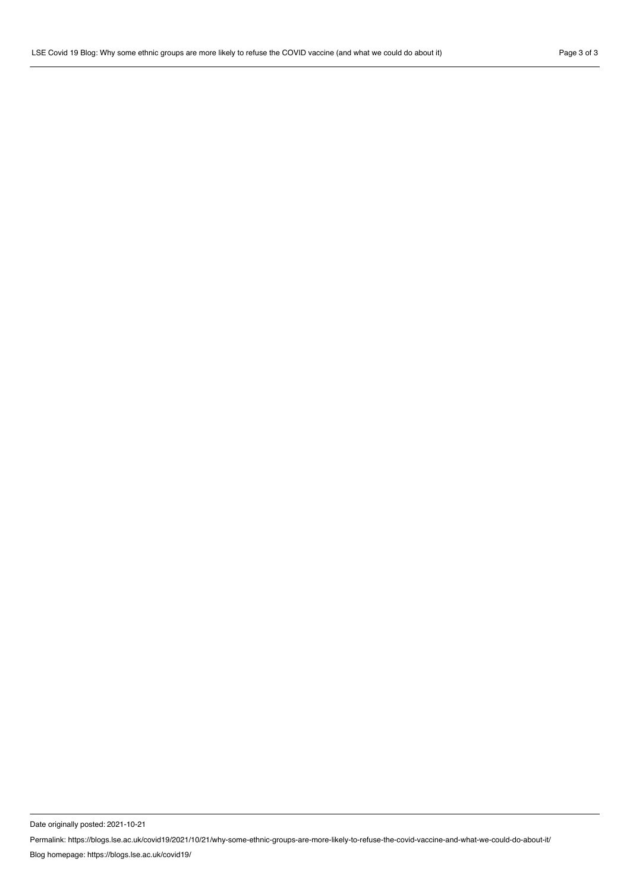Date originally posted: 2021-10-21

Permalink: https://blogs.lse.ac.uk/covid19/2021/10/21/why-some-ethnic-groups-are-more-likely-to-refuse-the-covid-vaccine-and-what-we-could-do-about-it/

Blog homepage: https://blogs.lse.ac.uk/covid19/